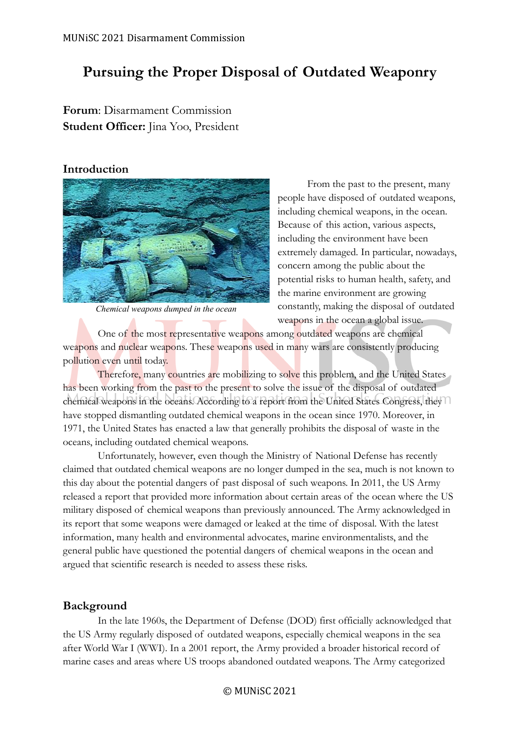# Pursuing the Proper Disposal of Outdated Weaponry

**Forum**: Disarmament Commission
**Student Officer:** Jina Yoo, President

## Introduction

*Chemical weapons dumped in the ocean*

From the past to the present, many people have disposed of outdated weapons, including chemical weapons, in the ocean. Because of this action, various aspects, including the environment have been extremely damaged. In particular, nowadays, concern among the public about the potential risks to human health, safety, and the marine environment are growing constantly, making the disposal of outdated weapons in the ocean a global issue.

One of the most representative weapons among outdated weapons are chemical weapons and nuclear weapons. These weapons used in many wars are consistently producing pollution even until today.

Therefore, many countries are mobilizing to solve this problem, and the United States has been working from the past to the present to solve the issue of the disposal of outdated chemical weapons in the oceans. According to a report from the United States Congress, they have stopped dismantling outdated chemical weapons in the ocean since 1970. Moreover, in 1971, the United States has enacted a law that generally prohibits the disposal of waste in the oceans, including outdated chemical weapons.

Unfortunately, however, even though the Ministry of National Defense has recently claimed that outdated chemical weapons are no longer dumped in the sea, much is not known to this day about the potential dangers of past disposal of such weapons. In 2011, the US Army released a report that provided more information about certain areas of the ocean where the US military disposed of chemical weapons than previously announced. The Army acknowledged in its report that some weapons were damaged or leaked at the time of disposal. With the latest information, many health and environmental advocates, marine environmentalists, and the general public have questioned the potential dangers of chemical weapons in the ocean and argued that scientific research is needed to assess these risks.

## Background

In the late 1960s, the Department of Defense (DOD) first officially acknowledged that the US Army regularly disposed of outdated weapons, especially chemical weapons in the sea after World War I (WWI). In a 2001 report, the Army provided a broader historical record of marine cases and areas where US troops abandoned outdated weapons. The Army categorized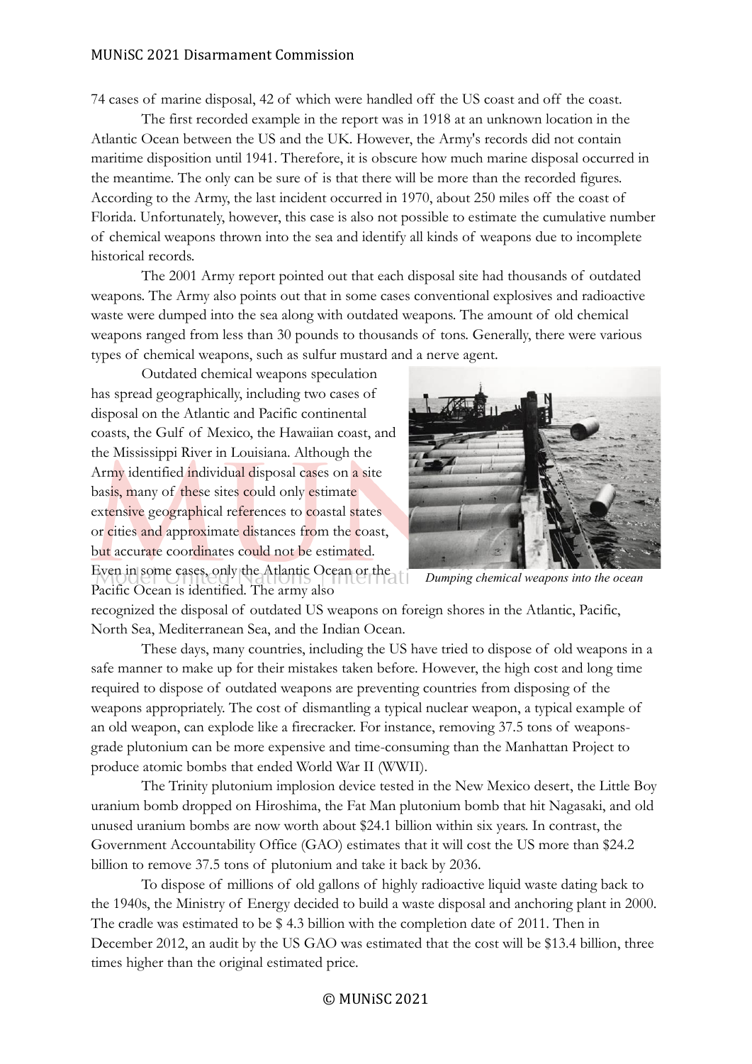74 cases of marine disposal, 42 of which were handled off the US coast and off the coast.

The first recorded example in the report was in 1918 at an unknown location in the Atlantic Ocean between the US and the UK. However, the Army's records did not contain maritime disposition until 1941. Therefore, it is obscure how much marine disposal occurred in the meantime. The only can be sure of is that there will be more than the recorded figures. According to the Army, the last incident occurred in 1970, about 250 miles off the coast of Florida. Unfortunately, however, this case is also not possible to estimate the cumulative number of chemical weapons thrown into the sea and identify all kinds of weapons due to incomplete historical records.

The 2001 Army report pointed out that each disposal site had thousands of outdated weapons. The Army also points out that in some cases conventional explosives and radioactive waste were dumped into the sea along with outdated weapons. The amount of old chemical weapons ranged from less than 30 pounds to thousands of tons. Generally, there were various types of chemical weapons, such as sulfur mustard and a nerve agent.

Outdated chemical weapons speculation has spread geographically, including two cases of disposal on the Atlantic and Pacific continental coasts, the Gulf of Mexico, the Hawaiian coast, and the Mississippi River in Louisiana. Although the Army identified individual disposal cases on a site basis, many of these sites could only estimate extensive geographical references to coastal states or cities and approximate distances from the coast, but accurate coordinates could not be estimated. Even in some cases, only the Atlantic Ocean or the Pacific Ocean is identified. The army also recognized the disposal of outdated US weapons on foreign shores in the Atlantic, Pacific, North Sea, Mediterranean Sea, and the Indian Ocean.

*Dumping chemical weapons into the ocean*

These days, many countries, including the US have tried to dispose of old weapons in a safe manner to make up for their mistakes taken before. However, the high cost and long time required to dispose of outdated weapons are preventing countries from disposing of the weapons appropriately. The cost of dismantling a typical nuclear weapon, a typical example of an old weapon, can explode like a firecracker. For instance, removing 37.5 tons of weapons-grade plutonium can be more expensive and time-consuming than the Manhattan Project to produce atomic bombs that ended World War II (WWII).

The Trinity plutonium implosion device tested in the New Mexico desert, the Little Boy uranium bomb dropped on Hiroshima, the Fat Man plutonium bomb that hit Nagasaki, and old unused uranium bombs are now worth about $24.1 billion within six years. In contrast, the Government Accountability Office (GAO) estimates that it will cost the US more than $24.2 billion to remove 37.5 tons of plutonium and take it back by 2036.

To dispose of millions of old gallons of highly radioactive liquid waste dating back to the 1940s, the Ministry of Energy decided to build a waste disposal and anchoring plant in 2000. The cradle was estimated to be $ 4.3 billion with the completion date of 2011. Then in December 2012, an audit by the US GAO was estimated that the cost will be $13.4 billion, three times higher than the original estimated price.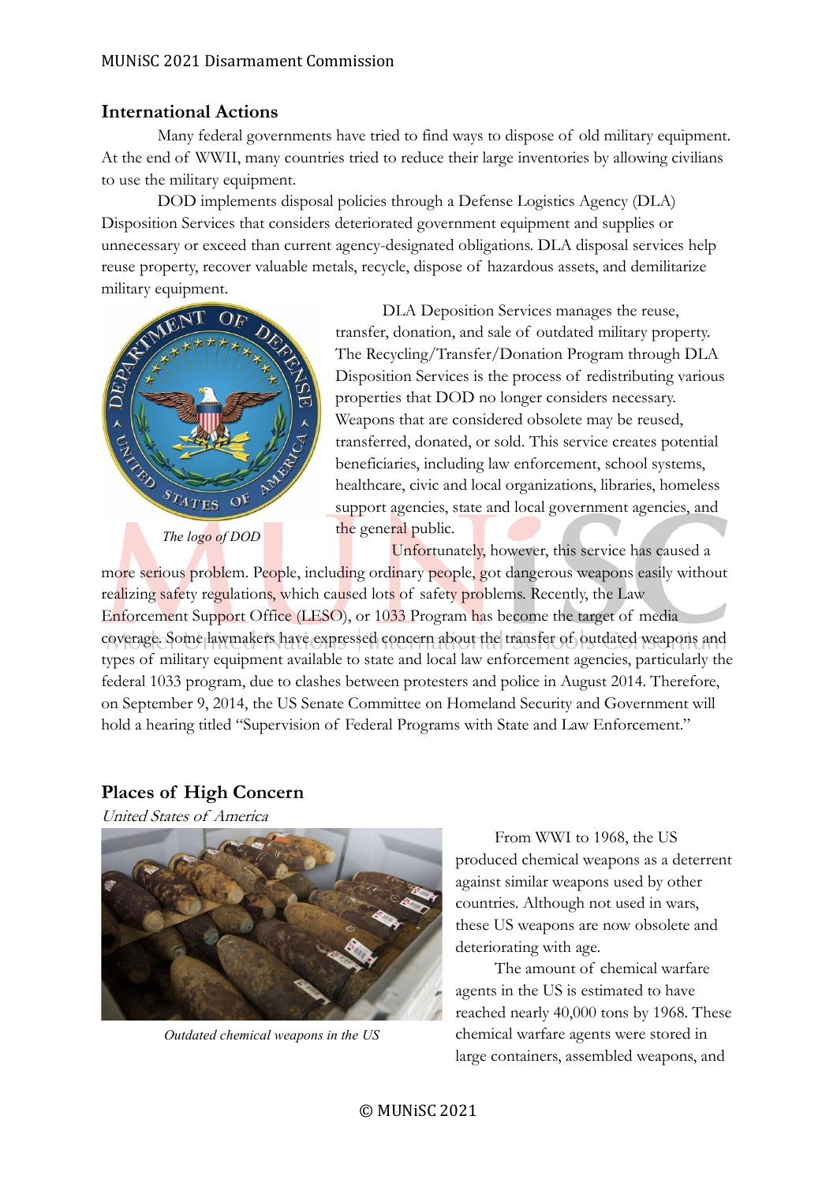## International Actions

Many federal governments have tried to find ways to dispose of old military equipment. At the end of WWII, many countries tried to reduce their large inventories by allowing civilians to use the military equipment.

DOD implements disposal policies through a Defense Logistics Agency (DLA) Disposition Services that considers deteriorated government equipment and supplies or unnecessary or exceed than current agency-designated obligations. DLA disposal services help reuse property, recover valuable metals, recycle, dispose of hazardous assets, and demilitarize military equipment.

*The logo of DOD*

DLA Deposition Services manages the reuse, transfer, donation, and sale of outdated military property. The Recycling/Transfer/Donation Program through DLA Disposition Services is the process of redistributing various properties that DOD no longer considers necessary. Weapons that are considered obsolete may be reused, transferred, donated, or sold. This service creates potential beneficiaries, including law enforcement, school systems, healthcare, civic and local organizations, libraries, homeless support agencies, state and local government agencies, and the general public.

Unfortunately, however, this service has caused a more serious problem. People, including ordinary people, got dangerous weapons easily without realizing safety regulations, which caused lots of safety problems. Recently, the Law Enforcement Support Office (LESO), or 1033 Program has become the target of media coverage. Some lawmakers have expressed concern about the transfer of outdated weapons and types of military equipment available to state and local law enforcement agencies, particularly the federal 1033 program, due to clashes between protesters and police in August 2014. Therefore, on September 9, 2014, the US Senate Committee on Homeland Security and Government will hold a hearing titled "Supervision of Federal Programs with State and Law Enforcement."

## Places of High Concern

*United States of America*

*Outdated chemical weapons in the US*

From WWI to 1968, the US produced chemical weapons as a deterrent against similar weapons used by other countries. Although not used in wars, these US weapons are now obsolete and deteriorating with age.

The amount of chemical warfare agents in the US is estimated to have reached nearly 40,000 tons by 1968. These chemical warfare agents were stored in large containers, assembled weapons, and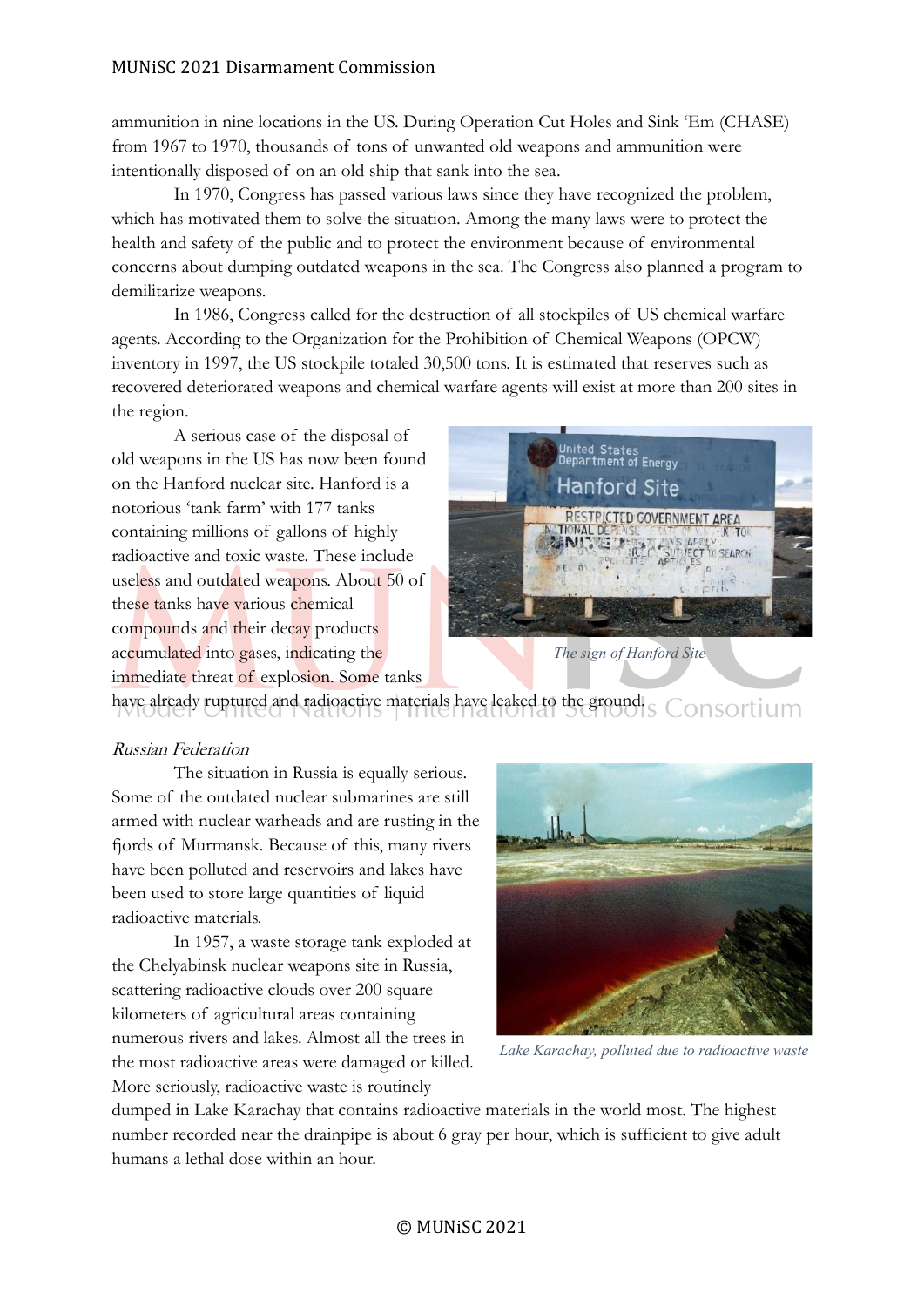ammunition in nine locations in the US. During Operation Cut Holes and Sink 'Em (CHASE) from 1967 to 1970, thousands of tons of unwanted old weapons and ammunition were intentionally disposed of on an old ship that sank into the sea.

In 1970, Congress has passed various laws since they have recognized the problem, which has motivated them to solve the situation. Among the many laws were to protect the health and safety of the public and to protect the environment because of environmental concerns about dumping outdated weapons in the sea. The Congress also planned a program to demilitarize weapons.

In 1986, Congress called for the destruction of all stockpiles of US chemical warfare agents. According to the Organization for the Prohibition of Chemical Weapons (OPCW) inventory in 1997, the US stockpile totaled 30,500 tons. It is estimated that reserves such as recovered deteriorated weapons and chemical warfare agents will exist at more than 200 sites in the region.

A serious case of the disposal of old weapons in the US has now been found on the Hanford nuclear site. Hanford is a notorious 'tank farm' with 177 tanks containing millions of gallons of highly radioactive and toxic waste. These include useless and outdated weapons. About 50 of these tanks have various chemical compounds and their decay products accumulated into gases, indicating the immediate threat of explosion. Some tanks have already ruptured and radioactive materials have leaked to the ground.

*The sign of Hanford Site*

*Russian Federation*

The situation in Russia is equally serious. Some of the outdated nuclear submarines are still armed with nuclear warheads and are rusting in the fjords of Murmansk. Because of this, many rivers have been polluted and reservoirs and lakes have been used to store large quantities of liquid radioactive materials.

In 1957, a waste storage tank exploded at the Chelyabinsk nuclear weapons site in Russia, scattering radioactive clouds over 200 square kilometers of agricultural areas containing numerous rivers and lakes. Almost all the trees in the most radioactive areas were damaged or killed. More seriously, radioactive waste is routinely dumped in Lake Karachay that contains radioactive materials in the world most. The highest number recorded near the drainpipe is about 6 gray per hour, which is sufficient to give adult humans a lethal dose within an hour.

*Lake Karachay, polluted due to radioactive waste*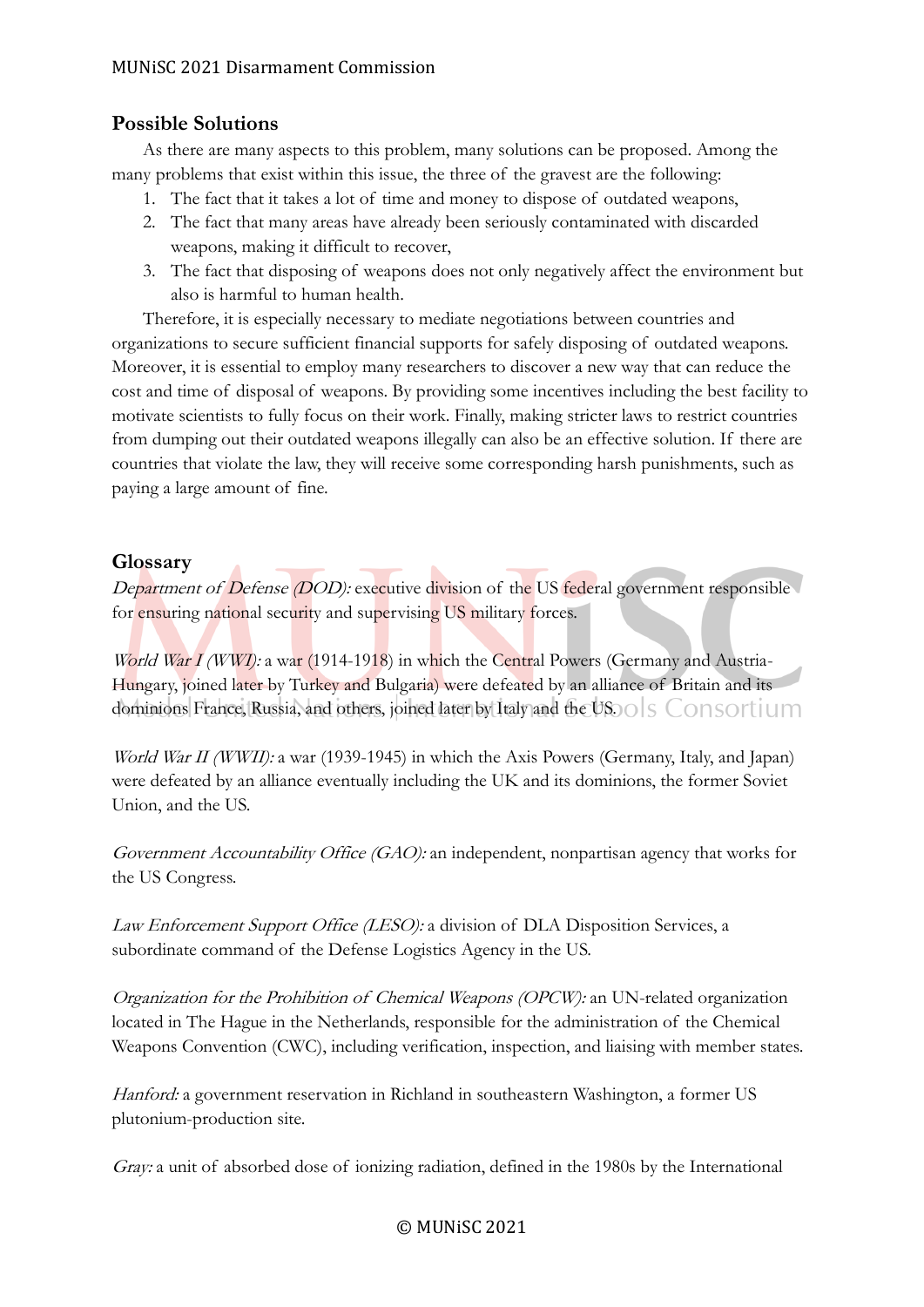## Possible Solutions

As there are many aspects to this problem, many solutions can be proposed. Among the many problems that exist within this issue, the three of the gravest are the following:

1. The fact that it takes a lot of time and money to dispose of outdated weapons,
2. The fact that many areas have already been seriously contaminated with discarded weapons, making it difficult to recover,
3. The fact that disposing of weapons does not only negatively affect the environment but also is harmful to human health.

Therefore, it is especially necessary to mediate negotiations between countries and organizations to secure sufficient financial supports for safely disposing of outdated weapons. Moreover, it is essential to employ many researchers to discover a new way that can reduce the cost and time of disposal of weapons. By providing some incentives including the best facility to motivate scientists to fully focus on their work. Finally, making stricter laws to restrict countries from dumping out their outdated weapons illegally can also be an effective solution. If there are countries that violate the law, they will receive some corresponding harsh punishments, such as paying a large amount of fine.

## Glossary

*Department of Defense (DOD):* executive division of the US federal government responsible for ensuring national security and supervising US military forces.

*World War I (WWI):* a war (1914-1918) in which the Central Powers (Germany and Austria-Hungary, joined later by Turkey and Bulgaria) were defeated by an alliance of Britain and its dominions France, Russia, and others, joined later by Italy and the US.

*World War II (WWII):* a war (1939-1945) in which the Axis Powers (Germany, Italy, and Japan) were defeated by an alliance eventually including the UK and its dominions, the former Soviet Union, and the US.

*Government Accountability Office (GAO):* an independent, nonpartisan agency that works for the US Congress.

*Law Enforcement Support Office (LESO):* a division of DLA Disposition Services, a subordinate command of the Defense Logistics Agency in the US.

*Organization for the Prohibition of Chemical Weapons (OPCW):* an UN-related organization located in The Hague in the Netherlands, responsible for the administration of the Chemical Weapons Convention (CWC), including verification, inspection, and liaising with member states.

*Hanford:* a government reservation in Richland in southeastern Washington, a former US plutonium-production site.

*Gray:* a unit of absorbed dose of ionizing radiation, defined in the 1980s by the International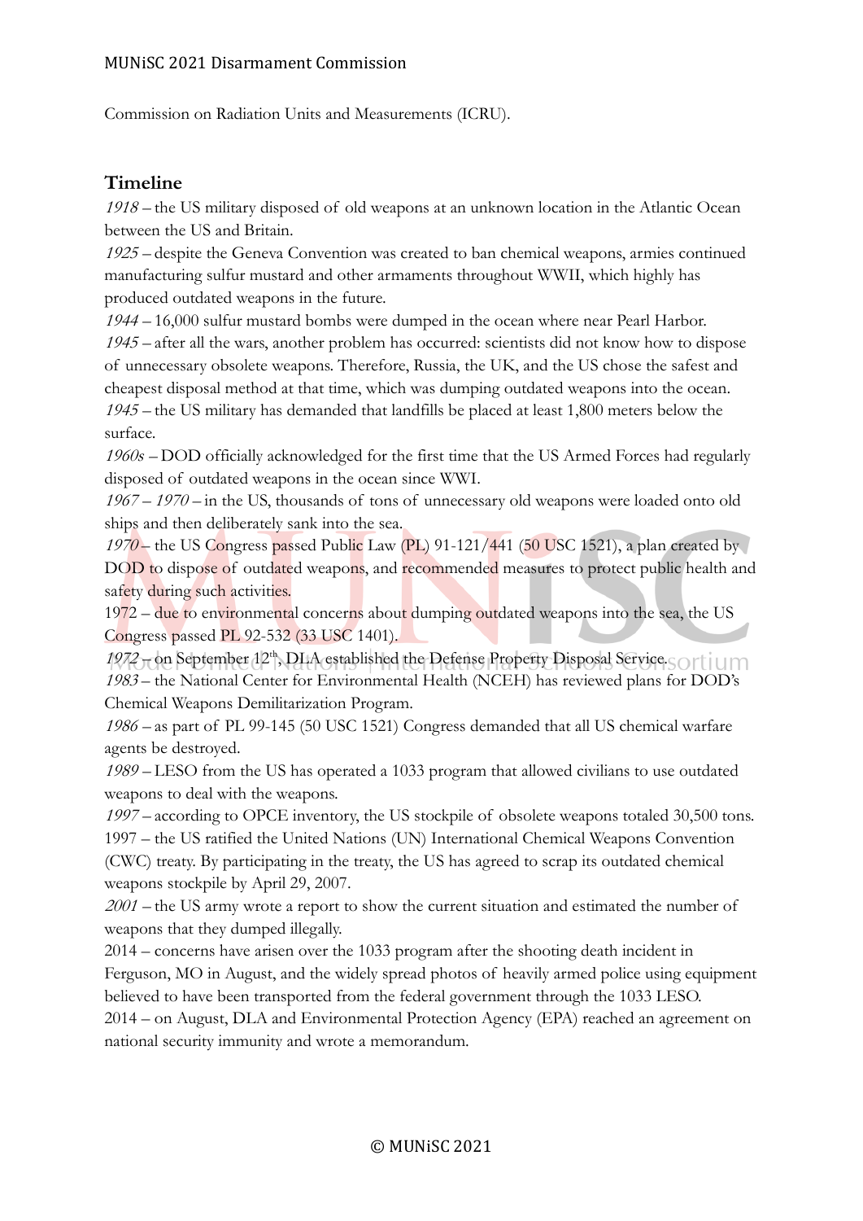Commission on Radiation Units and Measurements (ICRU).

## Timeline

*1918* – the US military disposed of old weapons at an unknown location in the Atlantic Ocean between the US and Britain.

*1925* – despite the Geneva Convention was created to ban chemical weapons, armies continued manufacturing sulfur mustard and other armaments throughout WWII, which highly has produced outdated weapons in the future.

*1944* – 16,000 sulfur mustard bombs were dumped in the ocean where near Pearl Harbor.

*1945* – after all the wars, another problem has occurred: scientists did not know how to dispose of unnecessary obsolete weapons. Therefore, Russia, the UK, and the US chose the safest and cheapest disposal method at that time, which was dumping outdated weapons into the ocean.

*1945* – the US military has demanded that landfills be placed at least 1,800 meters below the surface.

*1960s* – DOD officially acknowledged for the first time that the US Armed Forces had regularly disposed of outdated weapons in the ocean since WWI.

*1967 – 1970* – in the US, thousands of tons of unnecessary old weapons were loaded onto old ships and then deliberately sank into the sea.

*1970* – the US Congress passed Public Law (PL) 91-121/441 (50 USC 1521), a plan created by DOD to dispose of outdated weapons, and recommended measures to protect public health and safety during such activities.

1972 – due to environmental concerns about dumping outdated weapons into the sea, the US Congress passed PL 92-532 (33 USC 1401).

*1972* – on September 12th, DLA established the Defense Property Disposal Service.

*1983* – the National Center for Environmental Health (NCEH) has reviewed plans for DOD's Chemical Weapons Demilitarization Program.

*1986* – as part of PL 99-145 (50 USC 1521) Congress demanded that all US chemical warfare agents be destroyed.

*1989* – LESO from the US has operated a 1033 program that allowed civilians to use outdated weapons to deal with the weapons.

*1997* – according to OPCE inventory, the US stockpile of obsolete weapons totaled 30,500 tons.

1997 – the US ratified the United Nations (UN) International Chemical Weapons Convention (CWC) treaty. By participating in the treaty, the US has agreed to scrap its outdated chemical weapons stockpile by April 29, 2007.

*2001* – the US army wrote a report to show the current situation and estimated the number of weapons that they dumped illegally.

2014 – concerns have arisen over the 1033 program after the shooting death incident in Ferguson, MO in August, and the widely spread photos of heavily armed police using equipment believed to have been transported from the federal government through the 1033 LESO.

2014 – on August, DLA and Environmental Protection Agency (EPA) reached an agreement on national security immunity and wrote a memorandum.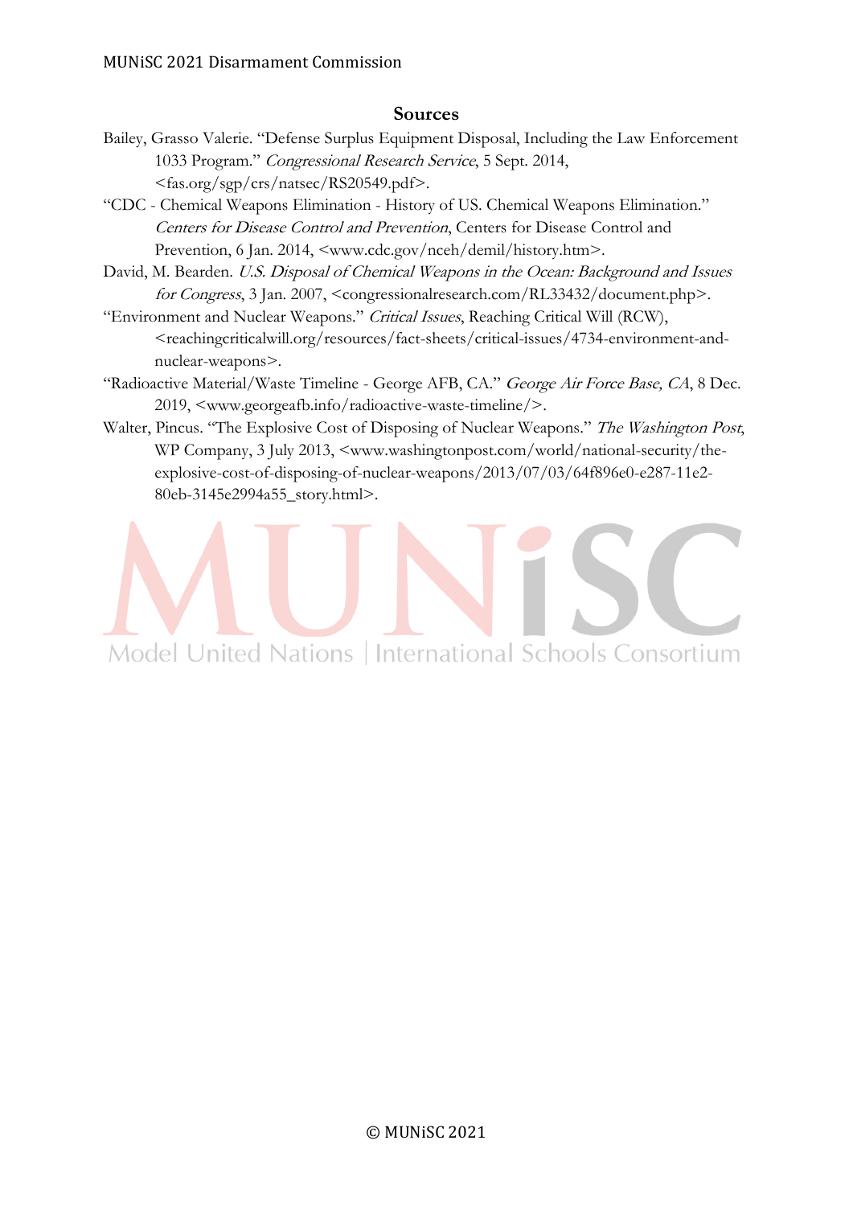## Sources

Bailey, Grasso Valerie. "Defense Surplus Equipment Disposal, Including the Law Enforcement 1033 Program." *Congressional Research Service*, 5 Sept. 2014, <fas.org/sgp/crs/natsec/RS20549.pdf>.

"CDC - Chemical Weapons Elimination - History of US. Chemical Weapons Elimination." *Centers for Disease Control and Prevention*, Centers for Disease Control and Prevention, 6 Jan. 2014, <www.cdc.gov/nceh/demil/history.htm>.

David, M. Bearden. *U.S. Disposal of Chemical Weapons in the Ocean: Background and Issues for Congress*, 3 Jan. 2007, <congressionalresearch.com/RL33432/document.php>.

"Environment and Nuclear Weapons." *Critical Issues*, Reaching Critical Will (RCW), <reachingcriticalwill.org/resources/fact-sheets/critical-issues/4734-environment-and-nuclear-weapons>.

"Radioactive Material/Waste Timeline - George AFB, CA." *George Air Force Base, CA*, 8 Dec. 2019, <www.georgeafb.info/radioactive-waste-timeline/>.

Walter, Pincus. "The Explosive Cost of Disposing of Nuclear Weapons." *The Washington Post*, WP Company, 3 July 2013, <www.washingtonpost.com/world/national-security/the-explosive-cost-of-disposing-of-nuclear-weapons/2013/07/03/64f896e0-e287-11e2-80eb-3145e2994a55_story.html>.